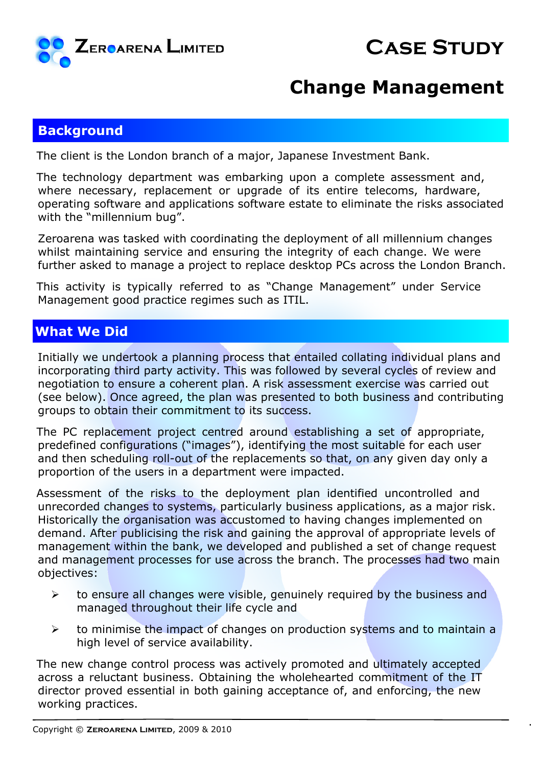# Case Study

## Change Management

## Background

The client is the London branch of a major, Japanese Investment Bank.

The technology department was embarking upon a complete assessment and, where necessary, replacement or upgrade of its entire telecoms, hardware, operating software and applications software estate to eliminate the risks associated with the "millennium bug".

Zeroarena was tasked with coordinating the deployment of all millennium changes whilst maintaining service and ensuring the integrity of each change. We were further asked to manage a project to replace desktop PCs across the London Branch.

This activity is typically referred to as "Change Management" under Service Management good practice regimes such as ITIL.

## What We Did

Initially we undertook a planning process that entailed collating individual plans and incorporating third party activity. This was followed by several cycles of review and negotiation to ensure a coherent plan. A risk assessment exercise was carried out (see below). Once agreed, the plan was presented to both business and contributing groups to obtain their commitment to its success.

The PC replacement project centred around establishing a set of appropriate, predefined configurations ("images"), identifying the most suitable for each user and then scheduling roll-out of the replacements so that, on any given day only a proportion of the users in a department were impacted.

Assessment of the risks to the deployment plan identified uncontrolled and unrecorded changes to systems, particularly business applications, as a major risk. Historically the organisation was accustomed to having changes implemented on demand. After publicising the risk and gaining the approval of appropriate levels of management within the bank, we developed and published a set of change request and management processes for use across the branch. The processes had two main objectives:

- to ensure all changes were visible, genuinely required by the business and managed throughout their life cycle and
- to minimise the impact of changes on production systems and to maintain a high level of service availability.

The new change control process was actively promoted and ultimately accepted across a reluctant business. Obtaining the wholehearted commitment of the IT director proved essential in both gaining acceptance of, and enforcing, the new working practices.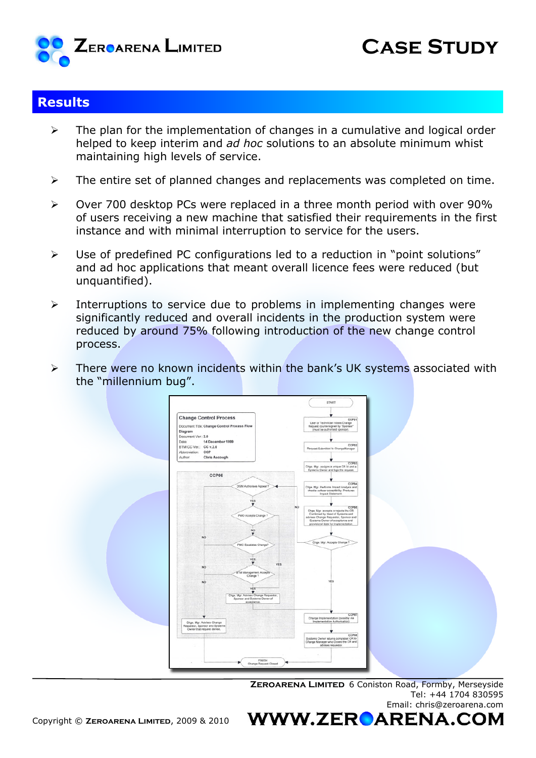## Results

- The plan for the implementation of changes in a cumulative and logical order helped to keep interim and *ad hoc* solutions to an absolute minimum whist maintaining high levels of service.
- The entire set of planned changes and replacements was completed on time.
- Over 700 desktop PCs were replaced in a three month period with over 90% of users receiving a new machine that satisfied their requirements in the first instance and with minimal interruption to service for the users.
- Use of predefined PC configurations led to a reduction in "point solutions" and ad hoc applications that meant overall licence fees were reduced (but unquantified).
- Interruptions to service due to problems in implementing changes were significantly reduced and overall incidents in the production system were reduced by around 75% following introduction of the new change control process.
- There were no known incidents within the bank's UK systems associated with the "millennium bug".